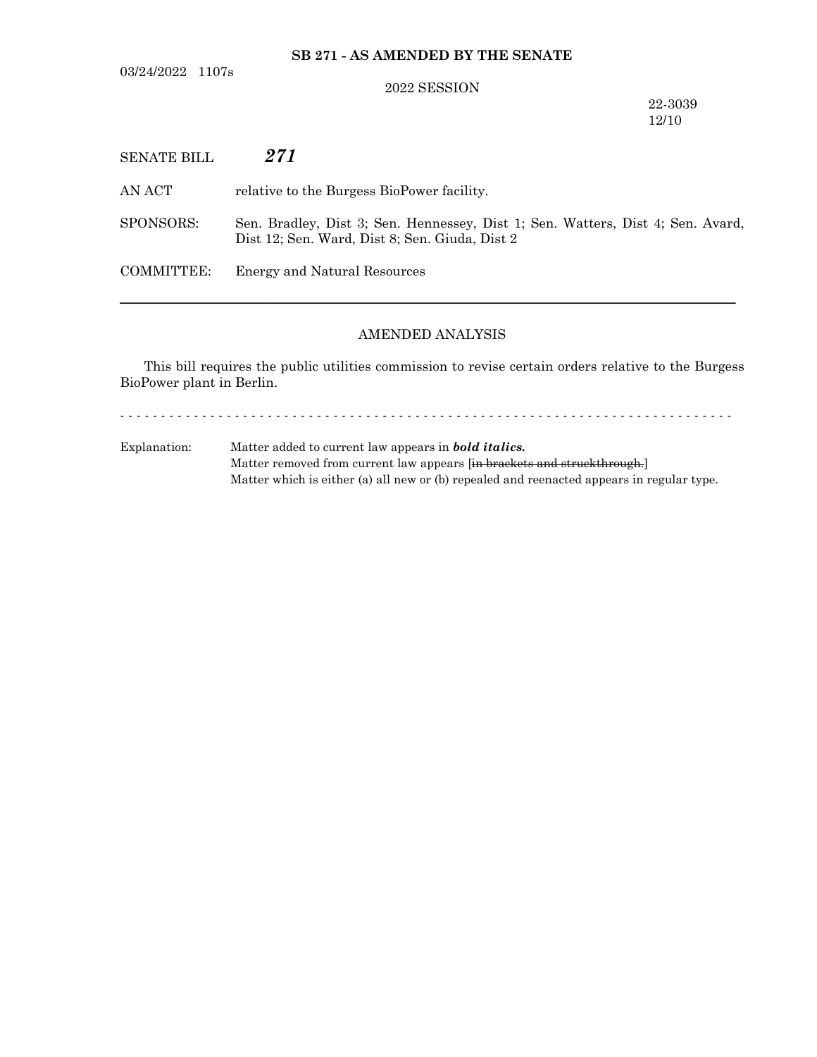**SB 271 - AS AMENDED BY THE SENATE**

03/24/2022 1107s

2022 SESSION

22-3039
12/10

SENATE BILL ***271***

AN ACT relative to the Burgess BioPower facility.

SPONSORS: Sen. Bradley, Dist 3; Sen. Hennessey, Dist 1; Sen. Watters, Dist 4; Sen. Avard, Dist 12; Sen. Ward, Dist 8; Sen. Giuda, Dist 2

COMMITTEE: Energy and Natural Resources

---

AMENDED ANALYSIS

This bill requires the public utilities commission to revise certain orders relative to the Burgess BioPower plant in Berlin.

- - - - - - - - - - - - - - - - - - - - - - - - - - - - - - - - - - - - - - - - - - - - - - - - - - - - - - - - - - - - - - - - - - - - - - -

Explanation: Matter added to current law appears in ***bold italics.***
Matter removed from current law appears [~~in brackets and struckthrough.~~]
Matter which is either (a) all new or (b) repealed and reenacted appears in regular type.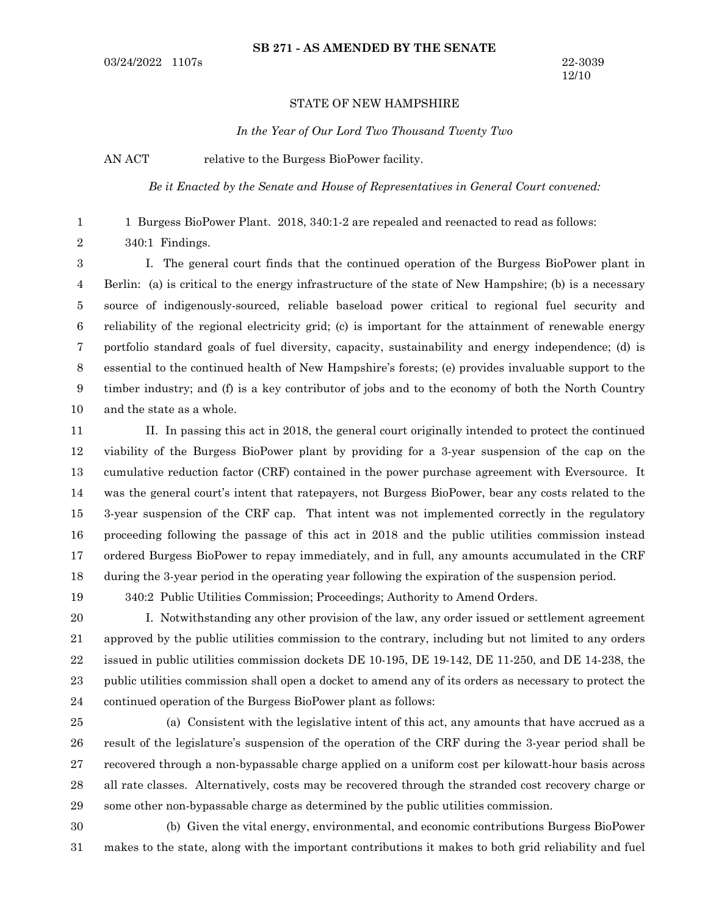**SB 271 - AS AMENDED BY THE SENATE**

03/24/2022 1107s

22-3039
12/10

STATE OF NEW HAMPSHIRE

*In the Year of Our Lord Two Thousand Twenty Two*

AN ACT relative to the Burgess BioPower facility.

*Be it Enacted by the Senate and House of Representatives in General Court convened:*

1 Burgess BioPower Plant. 2018, 340:1-2 are repealed and reenacted to read as follows:

340:1 Findings.

I. The general court finds that the continued operation of the Burgess BioPower plant in Berlin: (a) is critical to the energy infrastructure of the state of New Hampshire; (b) is a necessary source of indigenously-sourced, reliable baseload power critical to regional fuel security and reliability of the regional electricity grid; (c) is important for the attainment of renewable energy portfolio standard goals of fuel diversity, capacity, sustainability and energy independence; (d) is essential to the continued health of New Hampshire's forests; (e) provides invaluable support to the timber industry; and (f) is a key contributor of jobs and to the economy of both the North Country and the state as a whole.

II. In passing this act in 2018, the general court originally intended to protect the continued viability of the Burgess BioPower plant by providing for a 3-year suspension of the cap on the cumulative reduction factor (CRF) contained in the power purchase agreement with Eversource. It was the general court's intent that ratepayers, not Burgess BioPower, bear any costs related to the 3-year suspension of the CRF cap. That intent was not implemented correctly in the regulatory proceeding following the passage of this act in 2018 and the public utilities commission instead ordered Burgess BioPower to repay immediately, and in full, any amounts accumulated in the CRF during the 3-year period in the operating year following the expiration of the suspension period.

340:2 Public Utilities Commission; Proceedings; Authority to Amend Orders.

I. Notwithstanding any other provision of the law, any order issued or settlement agreement approved by the public utilities commission to the contrary, including but not limited to any orders issued in public utilities commission dockets DE 10-195, DE 19-142, DE 11-250, and DE 14-238, the public utilities commission shall open a docket to amend any of its orders as necessary to protect the continued operation of the Burgess BioPower plant as follows:

(a) Consistent with the legislative intent of this act, any amounts that have accrued as a result of the legislature's suspension of the operation of the CRF during the 3-year period shall be recovered through a non-bypassable charge applied on a uniform cost per kilowatt-hour basis across all rate classes. Alternatively, costs may be recovered through the stranded cost recovery charge or some other non-bypassable charge as determined by the public utilities commission.

(b) Given the vital energy, environmental, and economic contributions Burgess BioPower makes to the state, along with the important contributions it makes to both grid reliability and fuel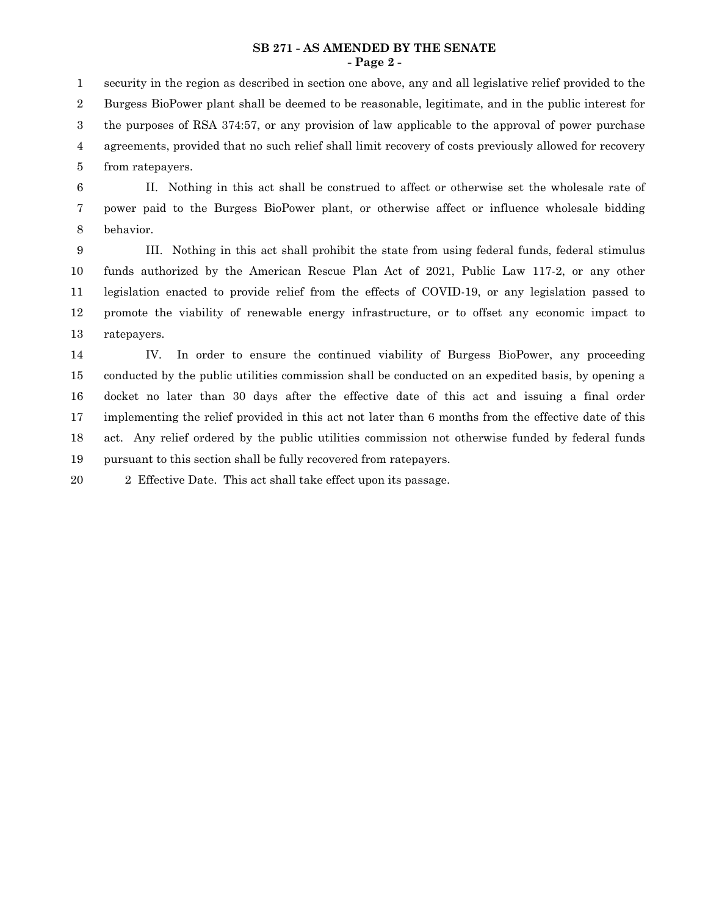security in the region as described in section one above, any and all legislative relief provided to the Burgess BioPower plant shall be deemed to be reasonable, legitimate, and in the public interest for the purposes of RSA 374:57, or any provision of law applicable to the approval of power purchase agreements, provided that no such relief shall limit recovery of costs previously allowed for recovery from ratepayers.

II. Nothing in this act shall be construed to affect or otherwise set the wholesale rate of power paid to the Burgess BioPower plant, or otherwise affect or influence wholesale bidding behavior.

III. Nothing in this act shall prohibit the state from using federal funds, federal stimulus funds authorized by the American Rescue Plan Act of 2021, Public Law 117-2, or any other legislation enacted to provide relief from the effects of COVID-19, or any legislation passed to promote the viability of renewable energy infrastructure, or to offset any economic impact to ratepayers.

IV. In order to ensure the continued viability of Burgess BioPower, any proceeding conducted by the public utilities commission shall be conducted on an expedited basis, by opening a docket no later than 30 days after the effective date of this act and issuing a final order implementing the relief provided in this act not later than 6 months from the effective date of this act. Any relief ordered by the public utilities commission not otherwise funded by federal funds pursuant to this section shall be fully recovered from ratepayers.

2 Effective Date. This act shall take effect upon its passage.